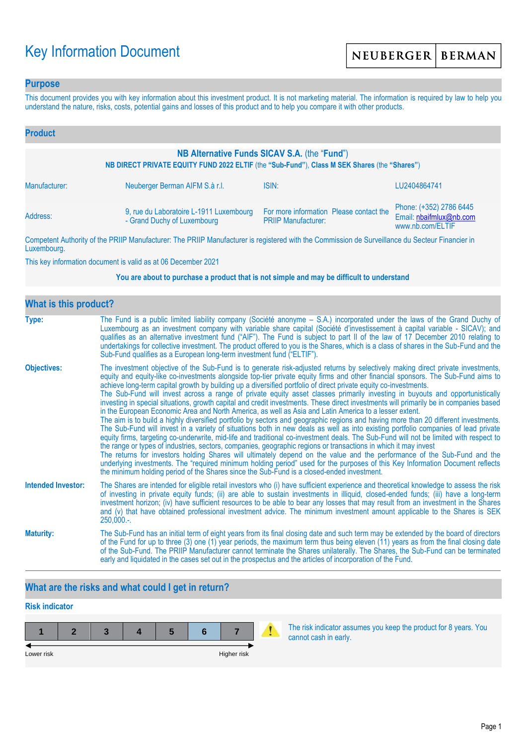# Key Information Document

NEUBERGER | BERMAN

## Purpose

This document provides you with key information about this investment product. It is not marketing material. The information is required by law to help you understand the nature, risks, costs, potential gains and losses of this product and to help you compare it with other products.

## Product

**NB Alternative Funds SICAV S.A.** (the "**Fund**")

**NB DIRECT PRIVATE EQUITY FUND 2022 ELTIF** (the **"Sub-Fund"**), **Class M SEK Shares** (the **"Shares"**)

| | | | |
|---|---|---|---|
| Manufacturer: | Neuberger Berman AIFM S.à r.l. | ISIN: | LU2404864741 |
| Address: | 9, rue du Laboratoire L-1911 Luxembourg - Grand Duchy of Luxembourg | For more information Please contact the PRIIP Manufacturer: | Phone: (+352) 2786 6445<br>Email: nbaifmlux@nb.com<br>www.nb.com/ELTIF |

Competent Authority of the PRIIP Manufacturer: The PRIIP Manufacturer is registered with the Commission de Surveillance du Secteur Financier in Luxembourg.

This key information document is valid as at 06 December 2021

**You are about to purchase a product that is not simple and may be difficult to understand**

## What is this product?

**Type:** The Fund is a public limited liability company (Société anonyme – S.A.) incorporated under the laws of the Grand Duchy of Luxembourg as an investment company with variable share capital (Société d'investissement à capital variable - SICAV); and qualifies as an alternative investment fund ("AIF"). The Fund is subject to part II of the law of 17 December 2010 relating to undertakings for collective investment. The product offered to you is the Shares, which is a class of shares in the Sub-Fund and the Sub-Fund qualifies as a European long-term investment fund ("ELTIF").

**Objectives:** The investment objective of the Sub-Fund is to generate risk-adjusted returns by selectively making direct private investments, equity and equity-like co-investments alongside top-tier private equity firms and other financial sponsors. The Sub-Fund aims to achieve long-term capital growth by building up a diversified portfolio of direct private equity co-investments.
The Sub-Fund will invest across a range of private equity asset classes primarily investing in buyouts and opportunistically investing in special situations, growth capital and credit investments. These direct investments will primarily be in companies based in the European Economic Area and North America, as well as Asia and Latin America to a lesser extent.
The aim is to build a highly diversified portfolio by sectors and geographic regions and having more than 20 different investments. The Sub-Fund will invest in a variety of situations both in new deals as well as into existing portfolio companies of lead private equity firms, targeting co-underwrite, mid-life and traditional co-investment deals. The Sub-Fund will not be limited with respect to the range or types of industries, sectors, companies, geographic regions or transactions in which it may invest
The returns for investors holding Shares will ultimately depend on the value and the performance of the Sub-Fund and the underlying investments. The "required minimum holding period" used for the purposes of this Key Information Document reflects the minimum holding period of the Shares since the Sub-Fund is a closed-ended investment.

**Intended Investor:** The Shares are intended for eligible retail investors who (i) have sufficient experience and theoretical knowledge to assess the risk of investing in private equity funds; (ii) are able to sustain investments in illiquid, closed-ended funds; (iii) have a long-term investment horizon; (iv) have sufficient resources to be able to bear any losses that may result from an investment in the Shares and (v) that have obtained professional investment advice. The minimum investment amount applicable to the Shares is SEK 250,000.-.

**Maturity:** The Sub-Fund has an initial term of eight years from its final closing date and such term may be extended by the board of directors of the Fund for up to three (3) one (1) year periods, the maximum term thus being eleven (11) years as from the final closing date of the Sub-Fund. The PRIIP Manufacturer cannot terminate the Shares unilaterally. The Shares, the Sub-Fund can be terminated early and liquidated in the cases set out in the prospectus and the articles of incorporation of the Fund.

## What are the risks and what could I get in return?

### Risk indicator

| 1 | 2 | 3 | 4 | 5 | **6** | 7 |
|---|---|---|---|---|---|---|

Lower risk ← → Higher risk

The risk indicator assumes you keep the product for 8 years. You cannot cash in early.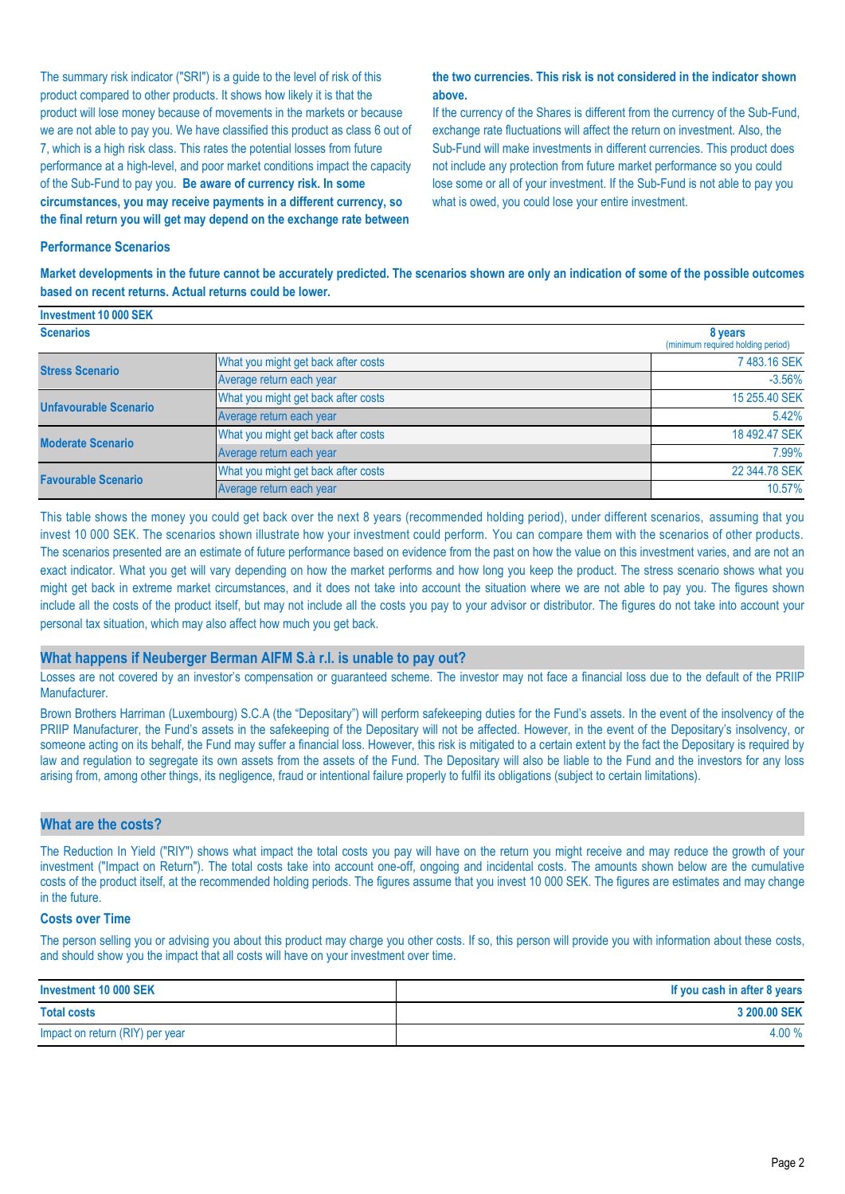The summary risk indicator ("SRI") is a guide to the level of risk of this product compared to other products. It shows how likely it is that the product will lose money because of movements in the markets or because we are not able to pay you. We have classified this product as class 6 out of 7, which is a high risk class. This rates the potential losses from future performance at a high-level, and poor market conditions impact the capacity of the Sub-Fund to pay you. **Be aware of currency risk. In some circumstances, you may receive payments in a different currency, so the final return you will get may depend on the exchange rate between the two currencies. This risk is not considered in the indicator shown above.**

If the currency of the Shares is different from the currency of the Sub-Fund, exchange rate fluctuations will affect the return on investment. Also, the Sub-Fund will make investments in different currencies. This product does not include any protection from future market performance so you could lose some or all of your investment. If the Sub-Fund is not able to pay you what is owed, you could lose your entire investment.

### Performance Scenarios

**Market developments in the future cannot be accurately predicted. The scenarios shown are only an indication of some of the possible outcomes based on recent returns. Actual returns could be lower.**

| Investment 10 000 SEK | | |
|---|---|---|
| **Scenarios** | | **8 years** (minimum required holding period) |
| **Stress Scenario** | What you might get back after costs | 7 483.16 SEK |
| | Average return each year | -3.56% |
| **Unfavourable Scenario** | What you might get back after costs | 15 255.40 SEK |
| | Average return each year | 5.42% |
| **Moderate Scenario** | What you might get back after costs | 18 492.47 SEK |
| | Average return each year | 7.99% |
| **Favourable Scenario** | What you might get back after costs | 22 344.78 SEK |
| | Average return each year | 10.57% |

This table shows the money you could get back over the next 8 years (recommended holding period), under different scenarios, assuming that you invest 10 000 SEK. The scenarios shown illustrate how your investment could perform. You can compare them with the scenarios of other products. The scenarios presented are an estimate of future performance based on evidence from the past on how the value on this investment varies, and are not an exact indicator. What you get will vary depending on how the market performs and how long you keep the product. The stress scenario shows what you might get back in extreme market circumstances, and it does not take into account the situation where we are not able to pay you. The figures shown include all the costs of the product itself, but may not include all the costs you pay to your advisor or distributor. The figures do not take into account your personal tax situation, which may also affect how much you get back.

## What happens if Neuberger Berman AIFM S.à r.l. is unable to pay out?

Losses are not covered by an investor's compensation or guaranteed scheme. The investor may not face a financial loss due to the default of the PRIIP Manufacturer.

Brown Brothers Harriman (Luxembourg) S.C.A (the "Depositary") will perform safekeeping duties for the Fund's assets. In the event of the insolvency of the PRIIP Manufacturer, the Fund's assets in the safekeeping of the Depositary will not be affected. However, in the event of the Depositary's insolvency, or someone acting on its behalf, the Fund may suffer a financial loss. However, this risk is mitigated to a certain extent by the fact the Depositary is required by law and regulation to segregate its own assets from the assets of the Fund. The Depositary will also be liable to the Fund and the investors for any loss arising from, among other things, its negligence, fraud or intentional failure properly to fulfil its obligations (subject to certain limitations).

## What are the costs?

The Reduction In Yield ("RIY") shows what impact the total costs you pay will have on the return you might receive and may reduce the growth of your investment ("Impact on Return"). The total costs take into account one-off, ongoing and incidental costs. The amounts shown below are the cumulative costs of the product itself, at the recommended holding periods. The figures assume that you invest 10 000 SEK. The figures are estimates and may change in the future.

### Costs over Time

The person selling you or advising you about this product may charge you other costs. If so, this person will provide you with information about these costs, and should show you the impact that all costs will have on your investment over time.

| Investment 10 000 SEK | If you cash in after 8 years |
|---|---|
| **Total costs** | **3 200.00 SEK** |
| Impact on return (RIY) per year | 4.00 % |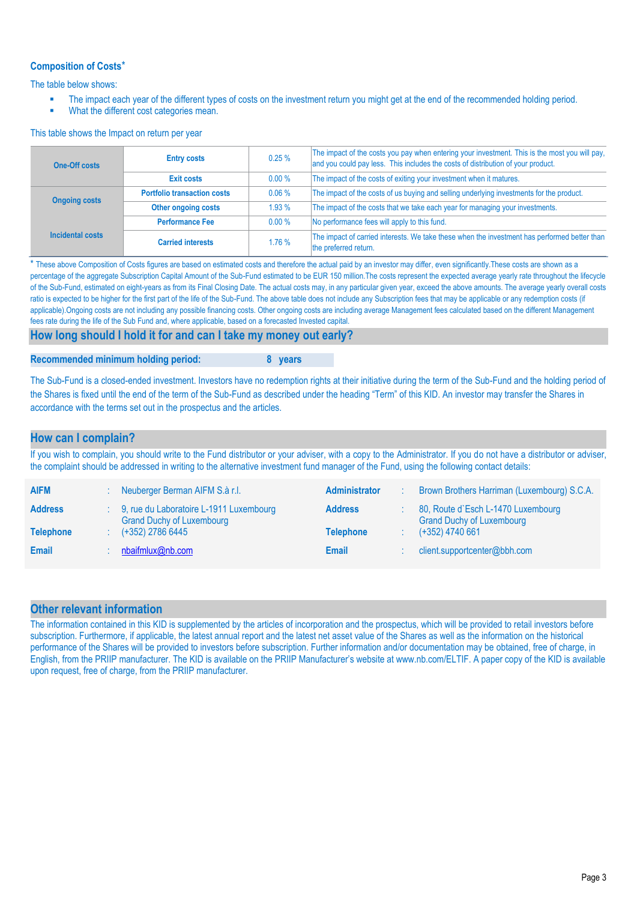### Composition of Costs*

The table below shows:

- The impact each year of the different types of costs on the investment return you might get at the end of the recommended holding period.
- What the different cost categories mean.

This table shows the Impact on return per year

| | | | |
|---|---|---|---|
| **One-Off costs** | **Entry costs** | 0.25 % | The impact of the costs you pay when entering your investment. This is the most you will pay, and you could pay less. This includes the costs of distribution of your product. |
| | **Exit costs** | 0.00 % | The impact of the costs of exiting your investment when it matures. |
| **Ongoing costs** | **Portfolio transaction costs** | 0.06 % | The impact of the costs of us buying and selling underlying investments for the product. |
| | **Other ongoing costs** | 1.93 % | The impact of the costs that we take each year for managing your investments. |
| **Incidental costs** | **Performance Fee** | 0.00 % | No performance fees will apply to this fund. |
| | **Carried interests** | 1.76 % | The impact of carried interests. We take these when the investment has performed better than the preferred return. |

* These above Composition of Costs figures are based on estimated costs and therefore the actual paid by an investor may differ, even significantly.These costs are shown as a percentage of the aggregate Subscription Capital Amount of the Sub-Fund estimated to be EUR 150 million.The costs represent the expected average yearly rate throughout the lifecycle of the Sub-Fund, estimated on eight-years as from its Final Closing Date. The actual costs may, in any particular given year, exceed the above amounts. The average yearly overall costs ratio is expected to be higher for the first part of the life of the Sub-Fund. The above table does not include any Subscription fees that may be applicable or any redemption costs (if applicable).Ongoing costs are not including any possible financing costs. Other ongoing costs are including average Management fees calculated based on the different Management fees rate during the life of the Sub Fund and, where applicable, based on a forecasted Invested capital.

## How long should I hold it for and can I take my money out early?

**Recommended minimum holding period:** **8 years**

The Sub-Fund is a closed-ended investment. Investors have no redemption rights at their initiative during the term of the Sub-Fund and the holding period of the Shares is fixed until the end of the term of the Sub-Fund as described under the heading “Term” of this KID. An investor may transfer the Shares in accordance with the terms set out in the prospectus and the articles.

## How can I complain?

If you wish to complain, you should write to the Fund distributor or your adviser, with a copy to the Administrator. If you do not have a distributor or adviser, the complaint should be addressed in writing to the alternative investment fund manager of the Fund, using the following contact details:

| | | | |
|---|---|---|---|
| **AIFM** | Neuberger Berman AIFM S.à r.l. | **Administrator** | Brown Brothers Harriman (Luxembourg) S.C.A. |
| **Address** | 9, rue du Laboratoire L-1911 Luxembourg Grand Duchy of Luxembourg | **Address** | 80, Route d`Esch L-1470 Luxembourg Grand Duchy of Luxembourg |
| **Telephone** | (+352) 2786 6445 | **Telephone** | (+352) 4740 661 |
| **Email** | nbaifmlux@nb.com | **Email** | client.supportcenter@bbh.com |

## Other relevant information

The information contained in this KID is supplemented by the articles of incorporation and the prospectus, which will be provided to retail investors before subscription. Furthermore, if applicable, the latest annual report and the latest net asset value of the Shares as well as the information on the historical performance of the Shares will be provided to investors before subscription. Further information and/or documentation may be obtained, free of charge, in English, from the PRIIP manufacturer. The KID is available on the PRIIP Manufacturer’s website at www.nb.com/ELTIF. A paper copy of the KID is available upon request, free of charge, from the PRIIP manufacturer.